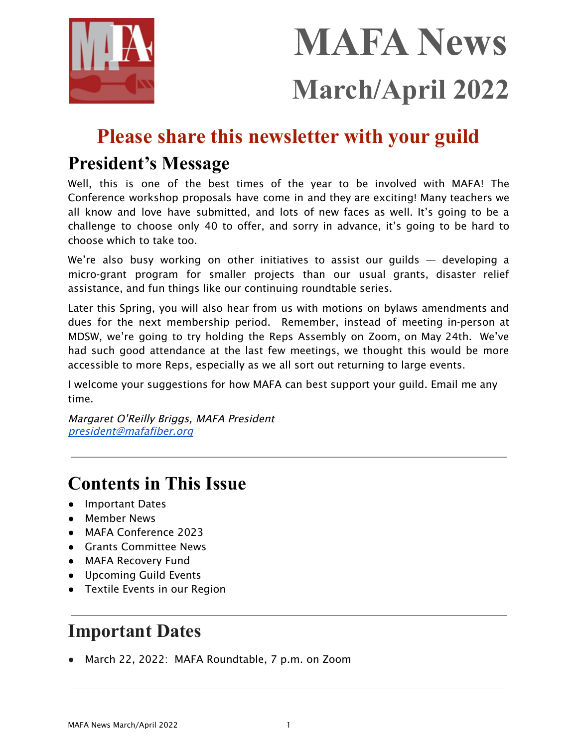# MAFA News

## March/April 2022

## Please share this newsletter with your guild

## President's Message

Well, this is one of the best times of the year to be involved with MAFA! The Conference workshop proposals have come in and they are exciting! Many teachers we all know and love have submitted, and lots of new faces as well. It's going to be a challenge to choose only 40 to offer, and sorry in advance, it's going to be hard to choose which to take too.

We're also busy working on other initiatives to assist our guilds — developing a micro-grant program for smaller projects than our usual grants, disaster relief assistance, and fun things like our continuing roundtable series.

Later this Spring, you will also hear from us with motions on bylaws amendments and dues for the next membership period. Remember, instead of meeting in-person at MDSW, we're going to try holding the Reps Assembly on Zoom, on May 24th. We've had such good attendance at the last few meetings, we thought this would be more accessible to more Reps, especially as we all sort out returning to large events.

I welcome your suggestions for how MAFA can best support your guild. Email me any time.

*Margaret O'Reilly Briggs, MAFA President*
[president@mafafiber.org](mailto:president@mafafiber.org)

---

## Contents in This Issue

- Important Dates
- Member News
- MAFA Conference 2023
- Grants Committee News
- MAFA Recovery Fund
- Upcoming Guild Events
- Textile Events in our Region

---

## Important Dates

- March 22, 2022: MAFA Roundtable, 7 p.m. on Zoom

---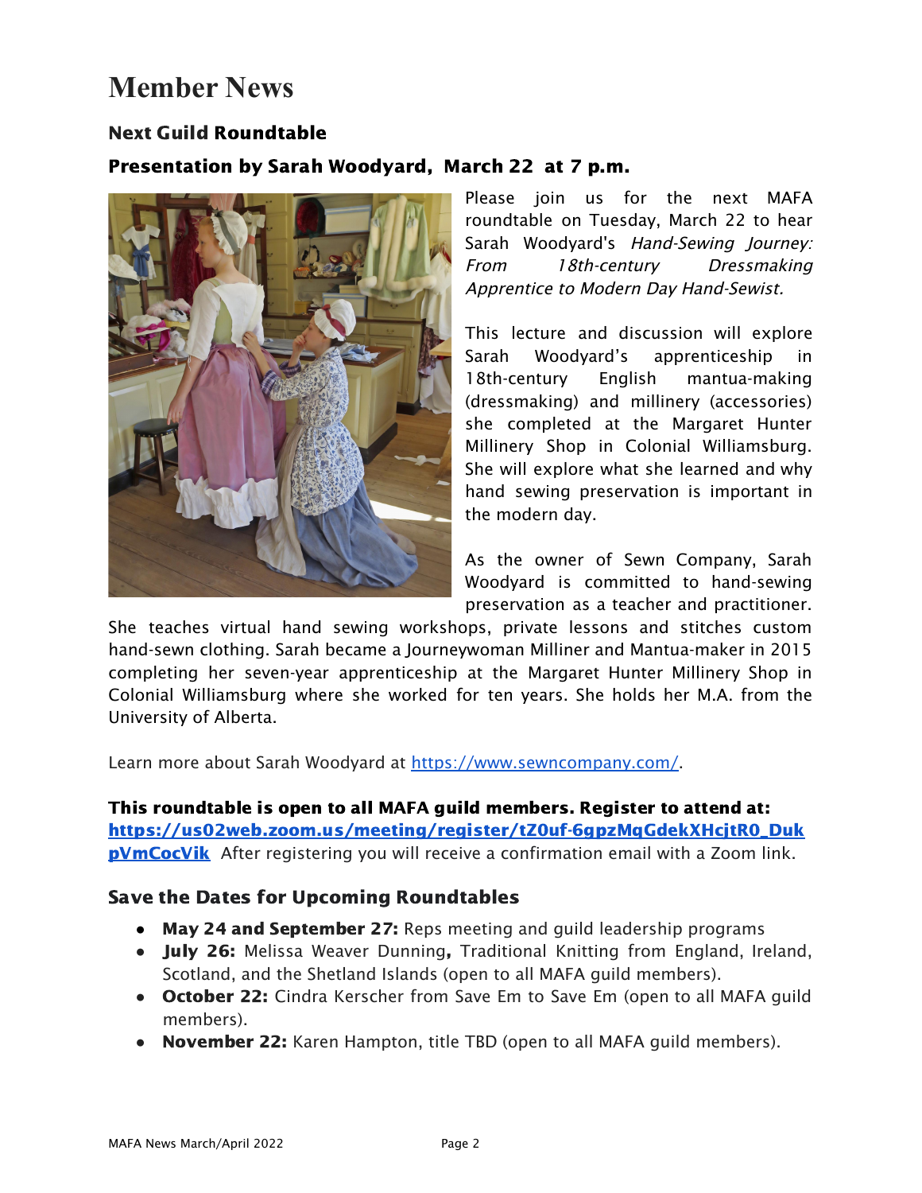# Member News

### Next Guild Roundtable

### Presentation by Sarah Woodyard, March 22 at 7 p.m.

Please join us for the next MAFA roundtable on Tuesday, March 22 to hear Sarah Woodyard's *Hand-Sewing Journey: From 18th-century Dressmaking Apprentice to Modern Day Hand-Sewist.*

This lecture and discussion will explore Sarah Woodyard's apprenticeship in 18th-century English mantua-making (dressmaking) and millinery (accessories) she completed at the Margaret Hunter Millinery Shop in Colonial Williamsburg. She will explore what she learned and why hand sewing preservation is important in the modern day.

As the owner of Sewn Company, Sarah Woodyard is committed to hand-sewing preservation as a teacher and practitioner. She teaches virtual hand sewing workshops, private lessons and stitches custom hand-sewn clothing. Sarah became a Journeywoman Milliner and Mantua-maker in 2015 completing her seven-year apprenticeship at the Margaret Hunter Millinery Shop in Colonial Williamsburg where she worked for ten years. She holds her M.A. from the University of Alberta.

Learn more about Sarah Woodyard at https://www.sewncompany.com/.

**This roundtable is open to all MAFA guild members. Register to attend at: https://us02web.zoom.us/meeting/register/tZ0uf-6gpzMqGdekXHcjtR0_DukpVmCocVik** After registering you will receive a confirmation email with a Zoom link.

### Save the Dates for Upcoming Roundtables

- **May 24 and September 27:** Reps meeting and guild leadership programs
- **July 26:** Melissa Weaver Dunning**,** Traditional Knitting from England, Ireland, Scotland, and the Shetland Islands (open to all MAFA guild members).
- **October 22:** Cindra Kerscher from Save Em to Save Em (open to all MAFA guild members).
- **November 22:** Karen Hampton, title TBD (open to all MAFA guild members).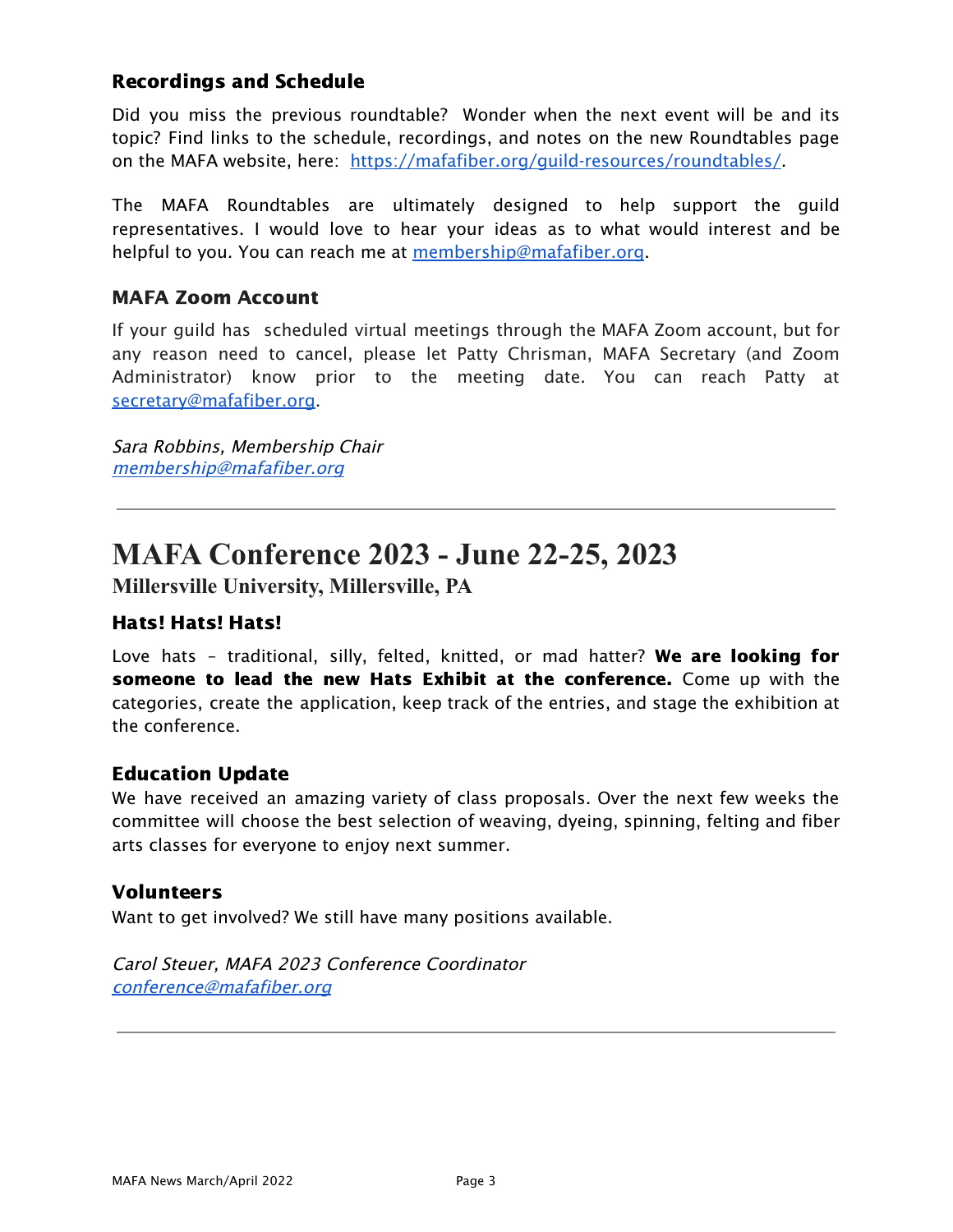### Recordings and Schedule

Did you miss the previous roundtable? Wonder when the next event will be and its topic? Find links to the schedule, recordings, and notes on the new Roundtables page on the MAFA website, here: [https://mafafiber.org/guild-resources/roundtables/](https://mafafiber.org/guild-resources/roundtables/).

The MAFA Roundtables are ultimately designed to help support the guild representatives. I would love to hear your ideas as to what would interest and be helpful to you. You can reach me at [membership@mafafiber.org](mailto:membership@mafafiber.org).

### MAFA Zoom Account

If your guild has scheduled virtual meetings through the MAFA Zoom account, but for any reason need to cancel, please let Patty Chrisman, MAFA Secretary (and Zoom Administrator) know prior to the meeting date. You can reach Patty at [secretary@mafafiber.org](mailto:secretary@mafafiber.org).

*Sara Robbins, Membership Chair*
*[membership@mafafiber.org](mailto:membership@mafafiber.org)*

---

# MAFA Conference 2023 - June 22-25, 2023

**Millersville University, Millersville, PA**

### Hats! Hats! Hats!

Love hats – traditional, silly, felted, knitted, or mad hatter? **We are looking for someone to lead the new Hats Exhibit at the conference.** Come up with the categories, create the application, keep track of the entries, and stage the exhibition at the conference.

### Education Update

We have received an amazing variety of class proposals. Over the next few weeks the committee will choose the best selection of weaving, dyeing, spinning, felting and fiber arts classes for everyone to enjoy next summer.

### Volunteers

Want to get involved? We still have many positions available.

*Carol Steuer, MAFA 2023 Conference Coordinator*
*[conference@mafafiber.org](mailto:conference@mafafiber.org)*

---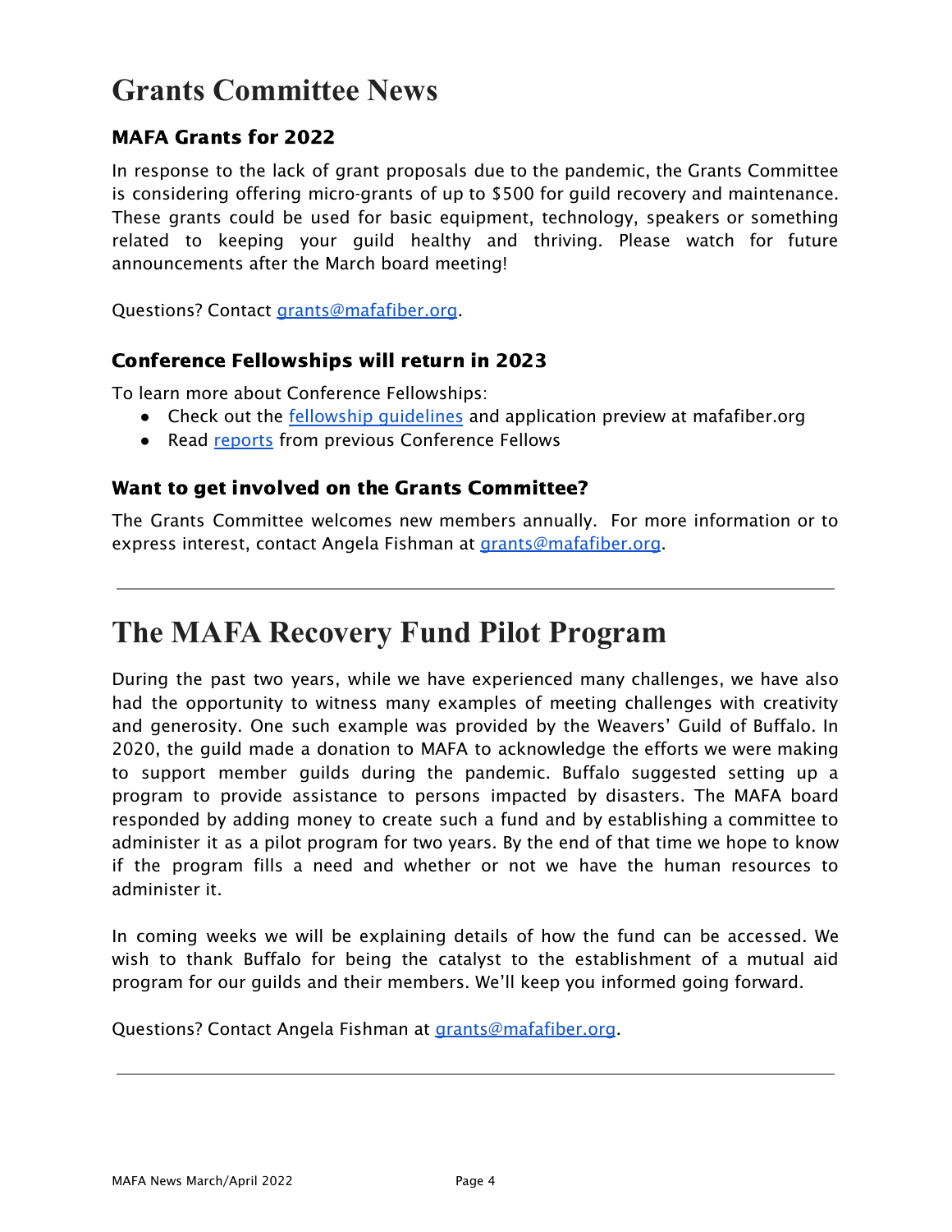# Grants Committee News

### MAFA Grants for 2022

In response to the lack of grant proposals due to the pandemic, the Grants Committee is considering offering micro-grants of up to $500 for guild recovery and maintenance. These grants could be used for basic equipment, technology, speakers or something related to keeping your guild healthy and thriving. Please watch for future announcements after the March board meeting!

Questions? Contact grants@mafafiber.org.

### Conference Fellowships will return in 2023

To learn more about Conference Fellowships:

- Check out the fellowship guidelines and application preview at mafafiber.org
- Read reports from previous Conference Fellows

### Want to get involved on the Grants Committee?

The Grants Committee welcomes new members annually. For more information or to express interest, contact Angela Fishman at grants@mafafiber.org.

---

# The MAFA Recovery Fund Pilot Program

During the past two years, while we have experienced many challenges, we have also had the opportunity to witness many examples of meeting challenges with creativity and generosity. One such example was provided by the Weavers' Guild of Buffalo. In 2020, the guild made a donation to MAFA to acknowledge the efforts we were making to support member guilds during the pandemic. Buffalo suggested setting up a program to provide assistance to persons impacted by disasters. The MAFA board responded by adding money to create such a fund and by establishing a committee to administer it as a pilot program for two years. By the end of that time we hope to know if the program fills a need and whether or not we have the human resources to administer it.

In coming weeks we will be explaining details of how the fund can be accessed. We wish to thank Buffalo for being the catalyst to the establishment of a mutual aid program for our guilds and their members. We'll keep you informed going forward.

Questions? Contact Angela Fishman at grants@mafafiber.org.

---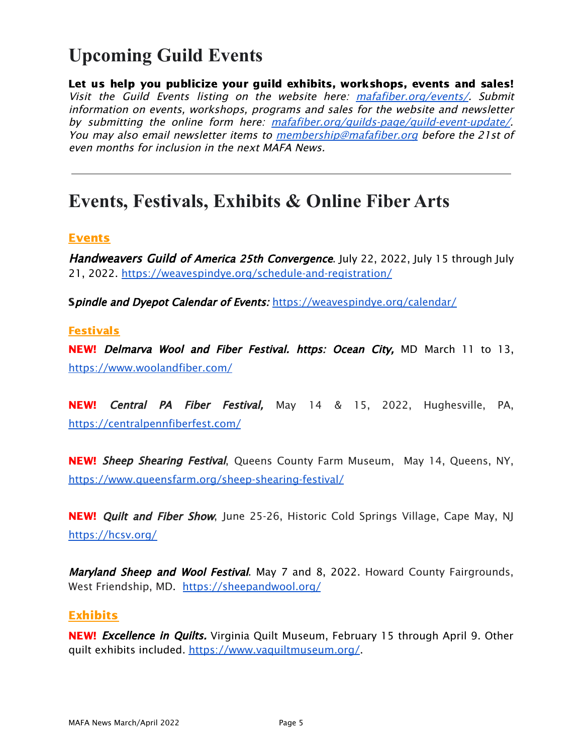# Upcoming Guild Events

**Let us help you publicize your guild exhibits, workshops, events and sales!** *Visit the Guild Events listing on the website here: [mafafiber.org/events/](mafafiber.org/events/). Submit information on events, workshops, programs and sales for the website and newsletter by submitting the online form here: [mafafiber.org/guilds-page/guild-event-update/](mafafiber.org/guilds-page/guild-event-update/). You may also email newsletter items to [membership@mafafiber.org](mailto:membership@mafafiber.org) before the 21st of even months for inclusion in the next MAFA News.*

---

# Events, Festivals, Exhibits & Online Fiber Arts

## Events

***Handweavers Guild of America 25th Convergence***. July 22, 2022, July 15 through July 21, 2022. https://weavespindye.org/schedule-and-registration/

***Spindle and Dyepot Calendar of Events:*** https://weavespindye.org/calendar/

## Festivals

**NEW!** ***Delmarva Wool and Fiber Festival. https: Ocean City,*** MD March 11 to 13, https://www.woolandfiber.com/

**NEW!** ***Central PA Fiber Festival,*** May 14 & 15, 2022, Hughesville, PA, https://centralpennfiberfest.com/

**NEW!** ***Sheep Shearing Festival***, Queens County Farm Museum, May 14, Queens, NY, https://www.queensfarm.org/sheep-shearing-festival/

**NEW!** ***Quilt and Fiber Show***, June 25-26, Historic Cold Springs Village, Cape May, NJ https://hcsv.org/

***Maryland Sheep and Wool Festival***. May 7 and 8, 2022. Howard County Fairgrounds, West Friendship, MD. https://sheepandwool.org/

## Exhibits

**NEW!** ***Excellence in Quilts.*** Virginia Quilt Museum, February 15 through April 9. Other quilt exhibits included. https://www.vaquiltmuseum.org/.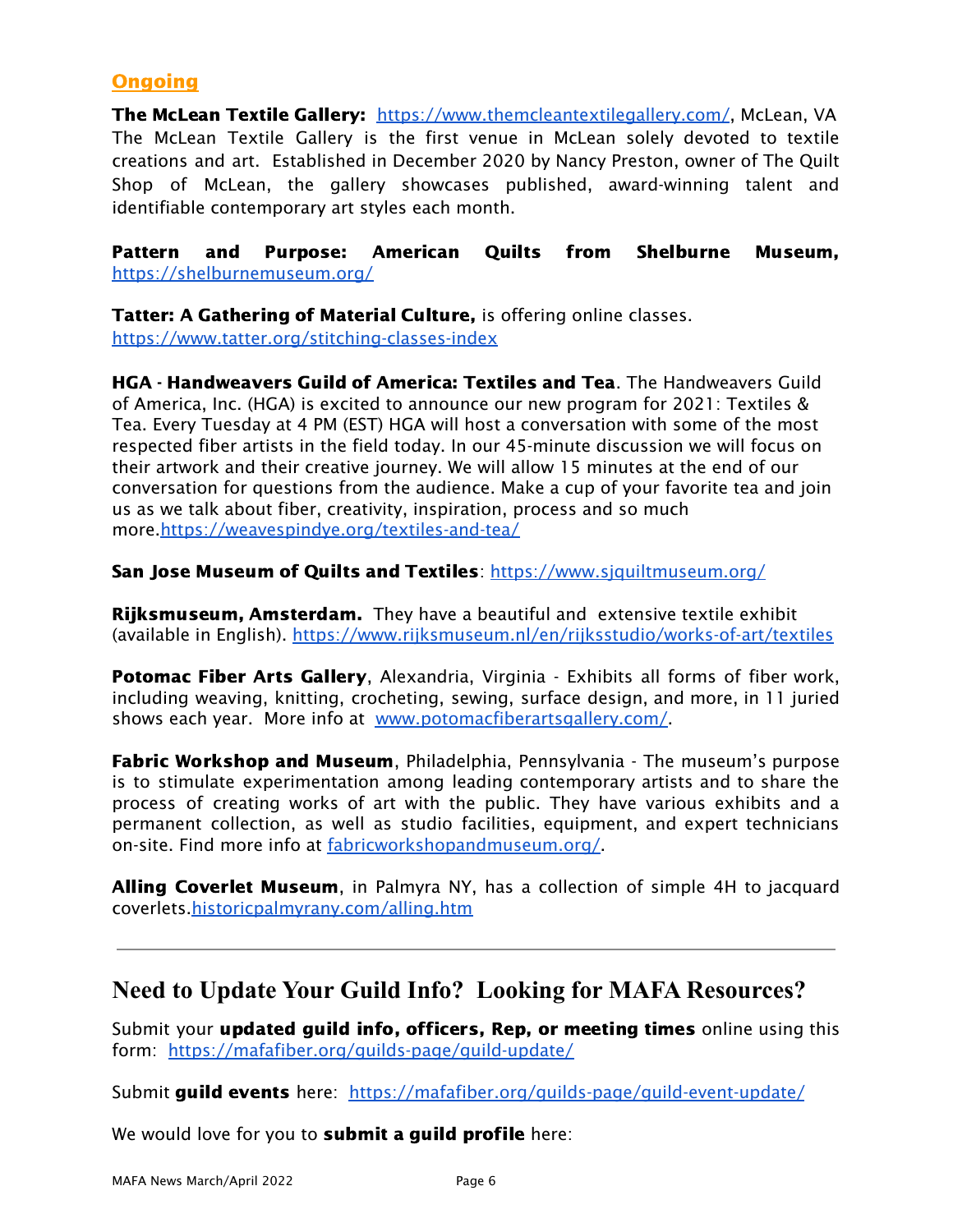## Ongoing

**The McLean Textile Gallery:** https://www.themcleantextilegallery.com/, McLean, VA
The McLean Textile Gallery is the first venue in McLean solely devoted to textile creations and art. Established in December 2020 by Nancy Preston, owner of The Quilt Shop of McLean, the gallery showcases published, award-winning talent and identifiable contemporary art styles each month.

**Pattern and Purpose: American Quilts from Shelburne Museum,** https://shelburnemuseum.org/

**Tatter: A Gathering of Material Culture,** is offering online classes.
https://www.tatter.org/stitching-classes-index

**HGA - Handweavers Guild of America: Textiles and Tea**. The Handweavers Guild of America, Inc. (HGA) is excited to announce our new program for 2021: Textiles & Tea. Every Tuesday at 4 PM (EST) HGA will host a conversation with some of the most respected fiber artists in the field today. In our 45-minute discussion we will focus on their artwork and their creative journey. We will allow 15 minutes at the end of our conversation for questions from the audience. Make a cup of your favorite tea and join us as we talk about fiber, creativity, inspiration, process and so much more.https://weavespindye.org/textiles-and-tea/

**San Jose Museum of Quilts and Textiles**: https://www.sjquiltmuseum.org/

**Rijksmuseum, Amsterdam.** They have a beautiful and extensive textile exhibit (available in English). https://www.rijksmuseum.nl/en/rijksstudio/works-of-art/textiles

**Potomac Fiber Arts Gallery**, Alexandria, Virginia - Exhibits all forms of fiber work, including weaving, knitting, crocheting, sewing, surface design, and more, in 11 juried shows each year. More info at www.potomacfiberartsgallery.com/.

**Fabric Workshop and Museum**, Philadelphia, Pennsylvania - The museum's purpose is to stimulate experimentation among leading contemporary artists and to share the process of creating works of art with the public. They have various exhibits and a permanent collection, as well as studio facilities, equipment, and expert technicians on-site. Find more info at fabricworkshopandmuseum.org/.

**Alling Coverlet Museum**, in Palmyra NY, has a collection of simple 4H to jacquard coverlets.historicpalmyrany.com/alling.htm

---

## Need to Update Your Guild Info? Looking for MAFA Resources?

Submit your **updated guild info, officers, Rep, or meeting times** online using this form: https://mafafiber.org/guilds-page/guild-update/

Submit **guild events** here: https://mafafiber.org/guilds-page/guild-event-update/

We would love for you to **submit a guild profile** here: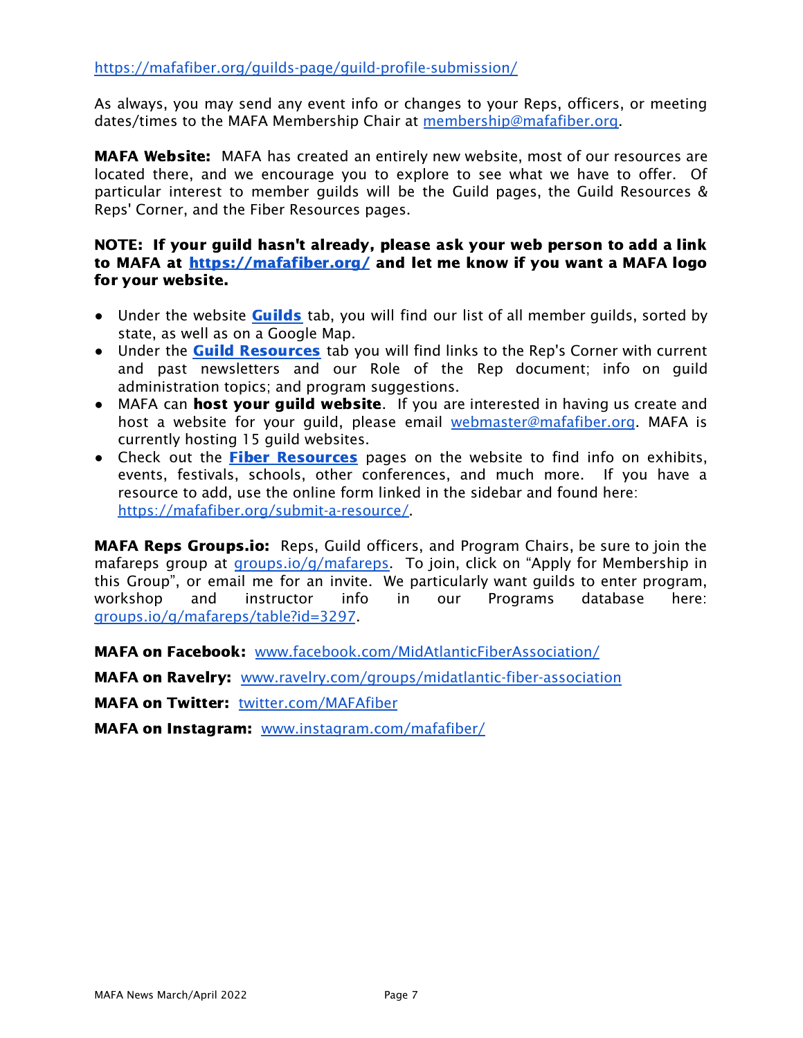https://mafafiber.org/guilds-page/guild-profile-submission/

As always, you may send any event info or changes to your Reps, officers, or meeting dates/times to the MAFA Membership Chair at membership@mafafiber.org.

**MAFA Website:** MAFA has created an entirely new website, most of our resources are located there, and we encourage you to explore to see what we have to offer. Of particular interest to member guilds will be the Guild pages, the Guild Resources & Reps' Corner, and the Fiber Resources pages.

**NOTE: If your guild hasn't already, please ask your web person to add a link to MAFA at https://mafafiber.org/ and let me know if you want a MAFA logo for your website.**

- Under the website **Guilds** tab, you will find our list of all member guilds, sorted by state, as well as on a Google Map.
- Under the **Guild Resources** tab you will find links to the Rep's Corner with current and past newsletters and our Role of the Rep document; info on guild administration topics; and program suggestions.
- MAFA can **host your guild website**. If you are interested in having us create and host a website for your guild, please email webmaster@mafafiber.org. MAFA is currently hosting 15 guild websites.
- Check out the **Fiber Resources** pages on the website to find info on exhibits, events, festivals, schools, other conferences, and much more. If you have a resource to add, use the online form linked in the sidebar and found here: https://mafafiber.org/submit-a-resource/.

**MAFA Reps Groups.io:** Reps, Guild officers, and Program Chairs, be sure to join the mafareps group at groups.io/g/mafareps. To join, click on "Apply for Membership in this Group", or email me for an invite. We particularly want guilds to enter program, workshop and instructor info in our Programs database here: groups.io/g/mafareps/table?id=3297.

**MAFA on Facebook:** www.facebook.com/MidAtlanticFiberAssociation/

**MAFA on Ravelry:** www.ravelry.com/groups/midatlantic-fiber-association

**MAFA on Twitter:** twitter.com/MAFAfiber

**MAFA on Instagram:** www.instagram.com/mafafiber/